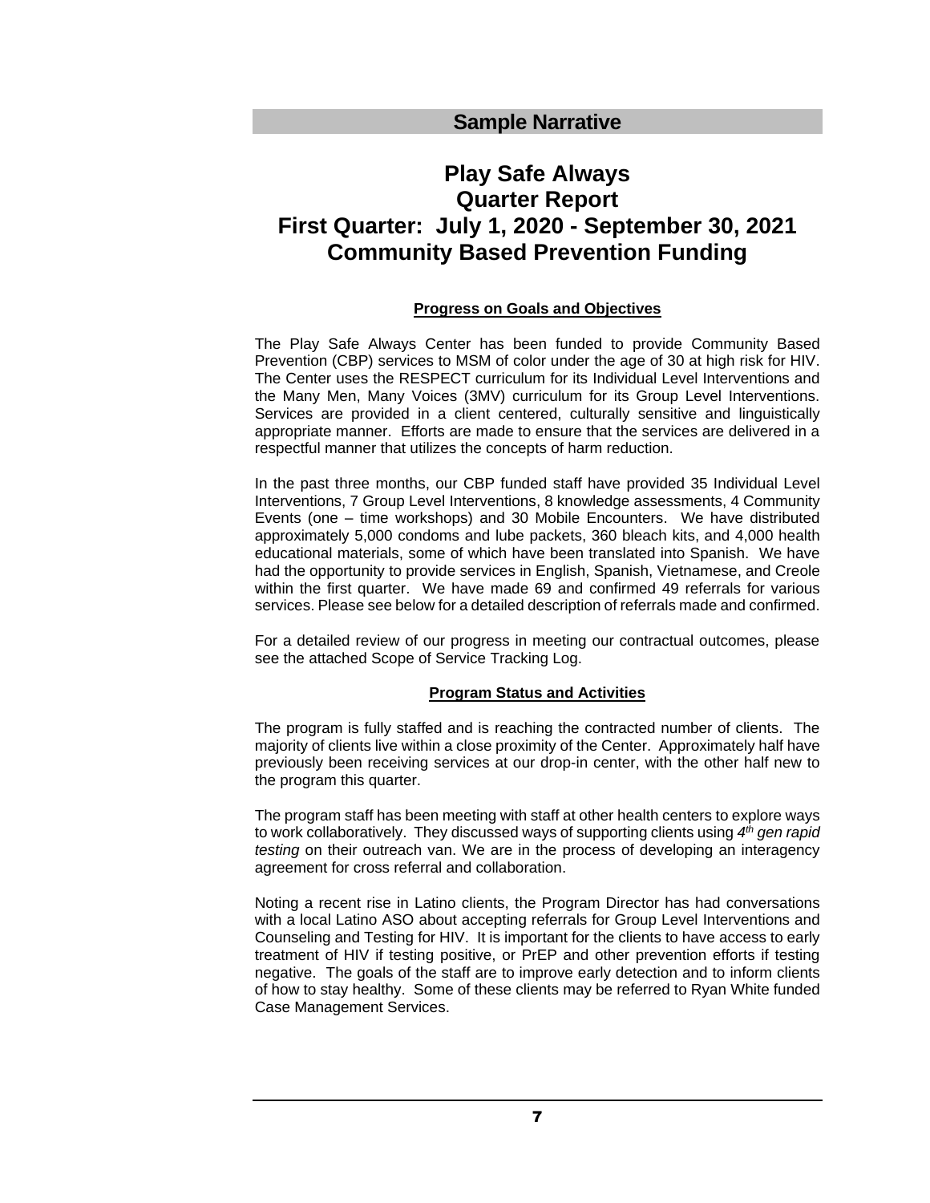## Sample Narrative

# Play Safe Always
# Quarter Report
# First Quarter: July 1, 2020 - September 30, 2021
# Community Based Prevention Funding

### Progress on Goals and Objectives

The Play Safe Always Center has been funded to provide Community Based Prevention (CBP) services to MSM of color under the age of 30 at high risk for HIV. The Center uses the RESPECT curriculum for its Individual Level Interventions and the Many Men, Many Voices (3MV) curriculum for its Group Level Interventions. Services are provided in a client centered, culturally sensitive and linguistically appropriate manner. Efforts are made to ensure that the services are delivered in a respectful manner that utilizes the concepts of harm reduction.

In the past three months, our CBP funded staff have provided 35 Individual Level Interventions, 7 Group Level Interventions, 8 knowledge assessments, 4 Community Events (one – time workshops) and 30 Mobile Encounters. We have distributed approximately 5,000 condoms and lube packets, 360 bleach kits, and 4,000 health educational materials, some of which have been translated into Spanish. We have had the opportunity to provide services in English, Spanish, Vietnamese, and Creole within the first quarter. We have made 69 and confirmed 49 referrals for various services. Please see below for a detailed description of referrals made and confirmed.

For a detailed review of our progress in meeting our contractual outcomes, please see the attached Scope of Service Tracking Log.

### Program Status and Activities

The program is fully staffed and is reaching the contracted number of clients. The majority of clients live within a close proximity of the Center. Approximately half have previously been receiving services at our drop-in center, with the other half new to the program this quarter.

The program staff has been meeting with staff at other health centers to explore ways to work collaboratively. They discussed ways of supporting clients using *4th gen rapid testing* on their outreach van. We are in the process of developing an interagency agreement for cross referral and collaboration.

Noting a recent rise in Latino clients, the Program Director has had conversations with a local Latino ASO about accepting referrals for Group Level Interventions and Counseling and Testing for HIV. It is important for the clients to have access to early treatment of HIV if testing positive, or PrEP and other prevention efforts if testing negative. The goals of the staff are to improve early detection and to inform clients of how to stay healthy. Some of these clients may be referred to Ryan White funded Case Management Services.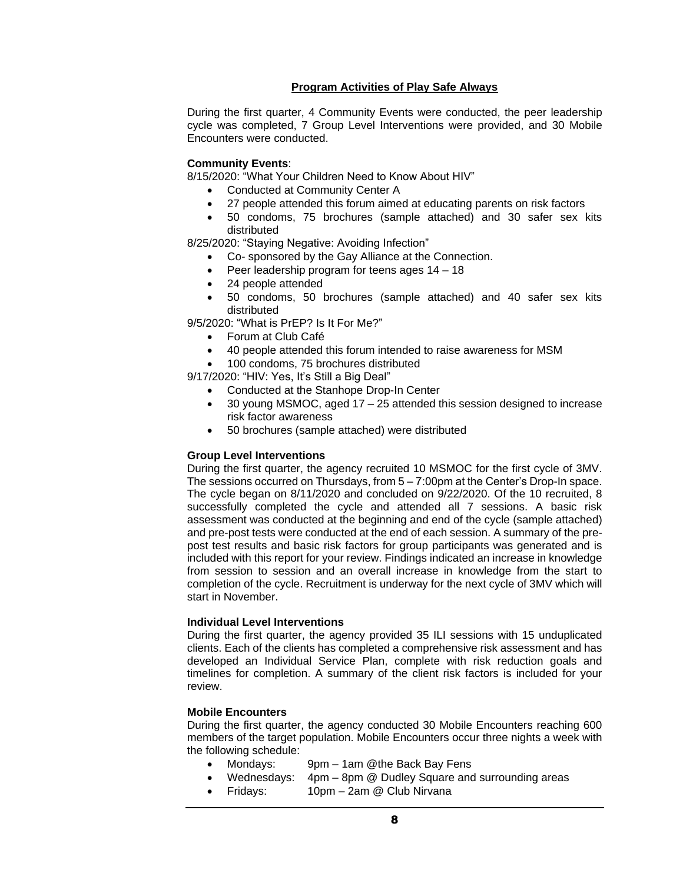## Program Activities of Play Safe Always

During the first quarter, 4 Community Events were conducted, the peer leadership cycle was completed, 7 Group Level Interventions were provided, and 30 Mobile Encounters were conducted.

**Community Events**:

8/15/2020: "What Your Children Need to Know About HIV"

- Conducted at Community Center A
- 27 people attended this forum aimed at educating parents on risk factors
- 50 condoms, 75 brochures (sample attached) and 30 safer sex kits distributed

8/25/2020: "Staying Negative: Avoiding Infection"

- Co- sponsored by the Gay Alliance at the Connection.
- Peer leadership program for teens ages 14 – 18
- 24 people attended
- 50 condoms, 50 brochures (sample attached) and 40 safer sex kits distributed

9/5/2020: "What is PrEP? Is It For Me?"

- Forum at Club Café
- 40 people attended this forum intended to raise awareness for MSM
- 100 condoms, 75 brochures distributed

9/17/2020: "HIV: Yes, It's Still a Big Deal"

- Conducted at the Stanhope Drop-In Center
- 30 young MSMOC, aged 17 – 25 attended this session designed to increase risk factor awareness
- 50 brochures (sample attached) were distributed

**Group Level Interventions**

During the first quarter, the agency recruited 10 MSMOC for the first cycle of 3MV. The sessions occurred on Thursdays, from 5 – 7:00pm at the Center's Drop-In space. The cycle began on 8/11/2020 and concluded on 9/22/2020. Of the 10 recruited, 8 successfully completed the cycle and attended all 7 sessions. A basic risk assessment was conducted at the beginning and end of the cycle (sample attached) and pre-post tests were conducted at the end of each session. A summary of the pre-post test results and basic risk factors for group participants was generated and is included with this report for your review. Findings indicated an increase in knowledge from session to session and an overall increase in knowledge from the start to completion of the cycle. Recruitment is underway for the next cycle of 3MV which will start in November.

**Individual Level Interventions**

During the first quarter, the agency provided 35 ILI sessions with 15 unduplicated clients. Each of the clients has completed a comprehensive risk assessment and has developed an Individual Service Plan, complete with risk reduction goals and timelines for completion. A summary of the client risk factors is included for your review.

**Mobile Encounters**

During the first quarter, the agency conducted 30 Mobile Encounters reaching 600 members of the target population. Mobile Encounters occur three nights a week with the following schedule:

- Mondays: 9pm – 1am @the Back Bay Fens
- Wednesdays: 4pm – 8pm @ Dudley Square and surrounding areas
- Fridays: 10pm – 2am @ Club Nirvana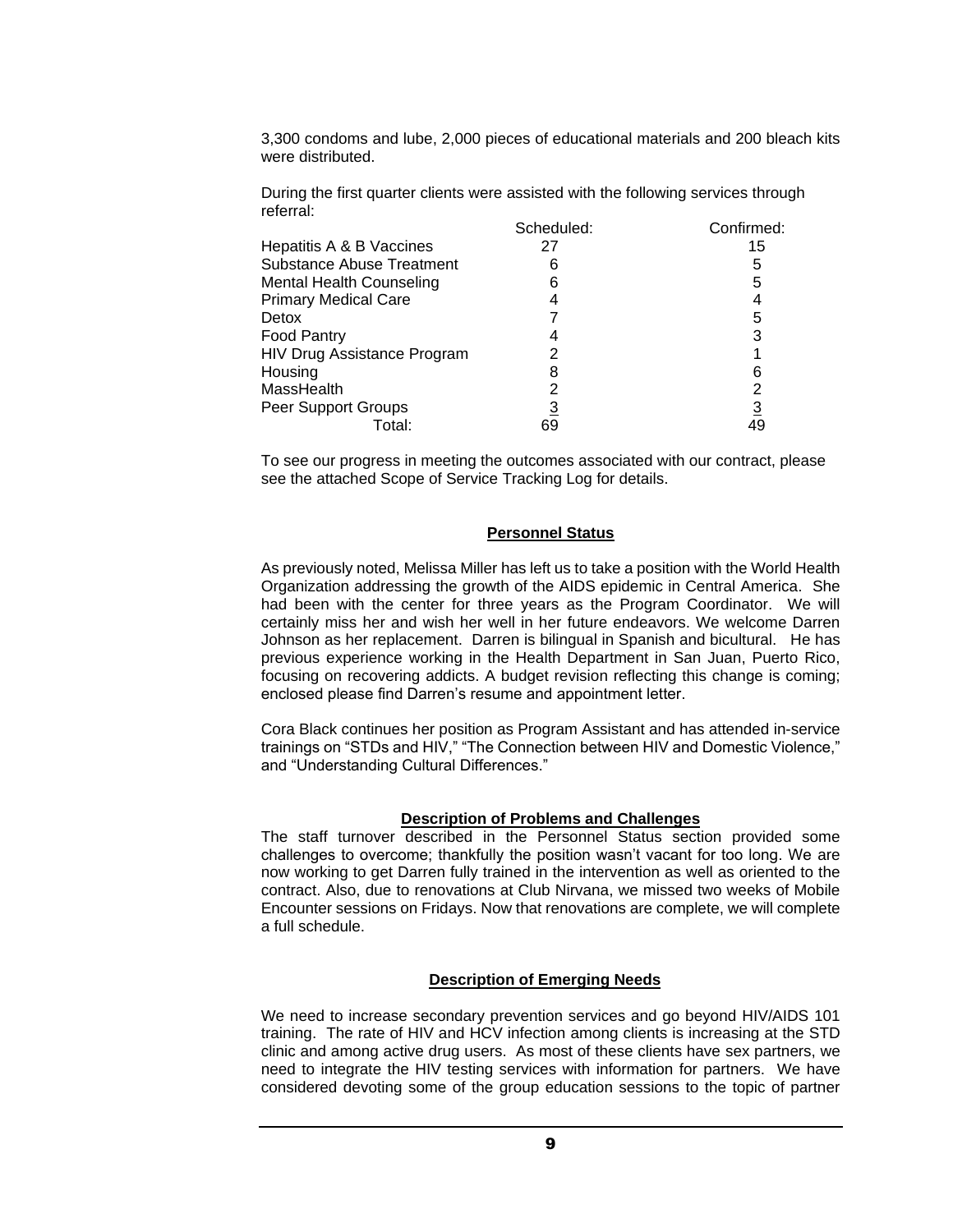3,300 condoms and lube, 2,000 pieces of educational materials and 200 bleach kits were distributed.

During the first quarter clients were assisted with the following services through referral:

| | Scheduled: | Confirmed: |
|---|---|---|
| Hepatitis A & B Vaccines | 27 | 15 |
| Substance Abuse Treatment | 6 | 5 |
| Mental Health Counseling | 6 | 5 |
| Primary Medical Care | 4 | 4 |
| Detox | 7 | 5 |
| Food Pantry | 4 | 3 |
| HIV Drug Assistance Program | 2 | 1 |
| Housing | 8 | 6 |
| MassHealth | 2 | 2 |
| Peer Support Groups | 3 | 3 |
| Total: | 69 | 49 |

To see our progress in meeting the outcomes associated with our contract, please see the attached Scope of Service Tracking Log for details.

## Personnel Status

As previously noted, Melissa Miller has left us to take a position with the World Health Organization addressing the growth of the AIDS epidemic in Central America. She had been with the center for three years as the Program Coordinator. We will certainly miss her and wish her well in her future endeavors. We welcome Darren Johnson as her replacement. Darren is bilingual in Spanish and bicultural. He has previous experience working in the Health Department in San Juan, Puerto Rico, focusing on recovering addicts. A budget revision reflecting this change is coming; enclosed please find Darren's resume and appointment letter.

Cora Black continues her position as Program Assistant and has attended in-service trainings on "STDs and HIV," "The Connection between HIV and Domestic Violence," and "Understanding Cultural Differences."

## Description of Problems and Challenges

The staff turnover described in the Personnel Status section provided some challenges to overcome; thankfully the position wasn't vacant for too long. We are now working to get Darren fully trained in the intervention as well as oriented to the contract. Also, due to renovations at Club Nirvana, we missed two weeks of Mobile Encounter sessions on Fridays. Now that renovations are complete, we will complete a full schedule.

## Description of Emerging Needs

We need to increase secondary prevention services and go beyond HIV/AIDS 101 training. The rate of HIV and HCV infection among clients is increasing at the STD clinic and among active drug users. As most of these clients have sex partners, we need to integrate the HIV testing services with information for partners. We have considered devoting some of the group education sessions to the topic of partner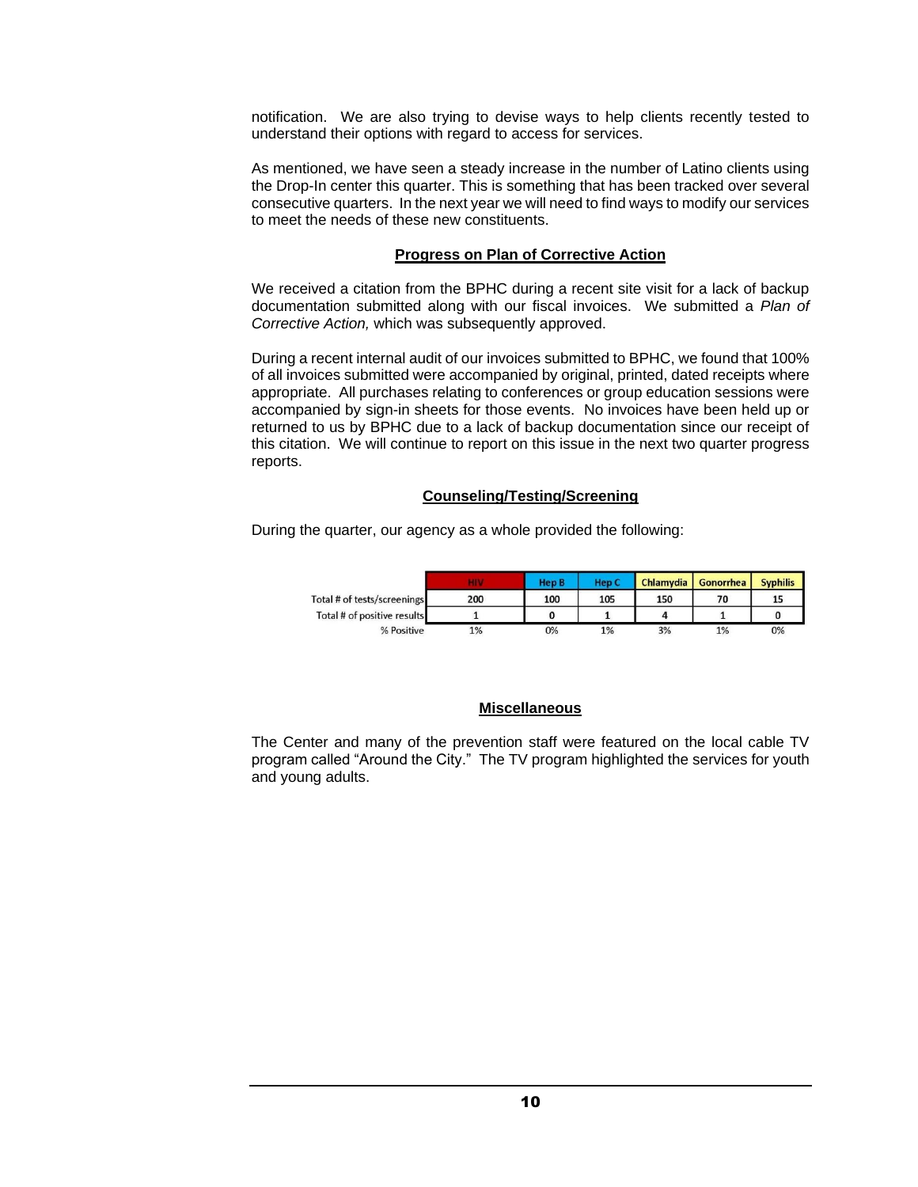notification. We are also trying to devise ways to help clients recently tested to understand their options with regard to access for services.

As mentioned, we have seen a steady increase in the number of Latino clients using the Drop-In center this quarter. This is something that has been tracked over several consecutive quarters. In the next year we will need to find ways to modify our services to meet the needs of these new constituents.

## Progress on Plan of Corrective Action

We received a citation from the BPHC during a recent site visit for a lack of backup documentation submitted along with our fiscal invoices. We submitted a *Plan of Corrective Action,* which was subsequently approved.

During a recent internal audit of our invoices submitted to BPHC, we found that 100% of all invoices submitted were accompanied by original, printed, dated receipts where appropriate. All purchases relating to conferences or group education sessions were accompanied by sign-in sheets for those events. No invoices have been held up or returned to us by BPHC due to a lack of backup documentation since our receipt of this citation. We will continue to report on this issue in the next two quarter progress reports.

## Counseling/Testing/Screening

During the quarter, our agency as a whole provided the following:

| | HIV | Hep B | Hep C | Chlamydia | Gonorrhea | Syphilis |
|---|---|---|---|---|---|---|
| Total # of tests/screenings | 200 | 100 | 105 | 150 | 70 | 15 |
| Total # of positive results | 1 | 0 | 1 | 4 | 1 | 0 |
| % Positive | 1% | 0% | 1% | 3% | 1% | 0% |

## Miscellaneous

The Center and many of the prevention staff were featured on the local cable TV program called "Around the City." The TV program highlighted the services for youth and young adults.